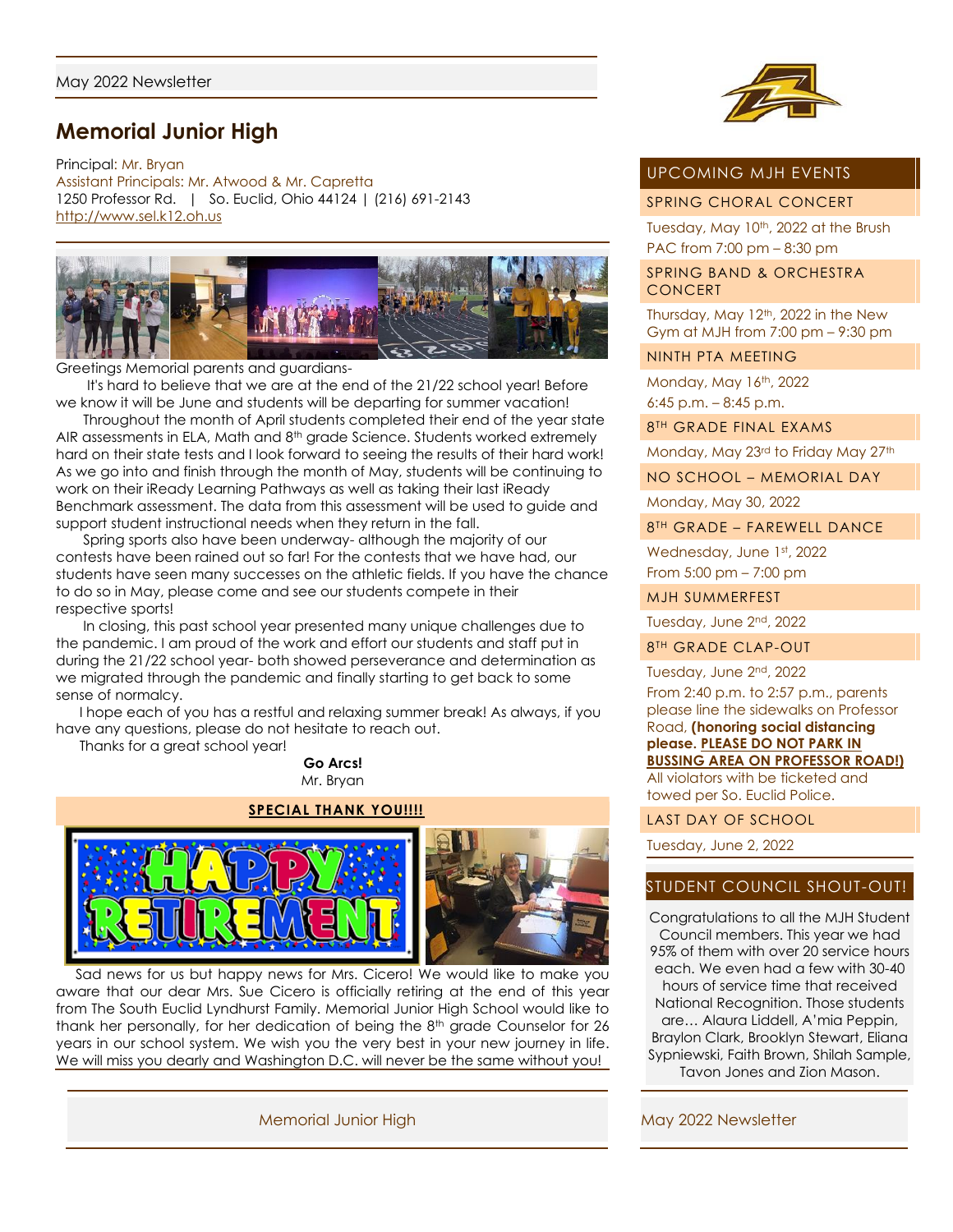# Memorial Junior High

Principal: Mr. Bryan
Assistant Principals: Mr. Atwood & Mr. Capretta
1250 Professor Rd. | So. Euclid, Ohio 44124 | (216) 691-2143
http://www.sel.k12.oh.us

Greetings Memorial parents and guardians-

It's hard to believe that we are at the end of the 21/22 school year! Before we know it will be June and students will be departing for summer vacation!

Throughout the month of April students completed their end of the year state AIR assessments in ELA, Math and 8th grade Science. Students worked extremely hard on their state tests and I look forward to seeing the results of their hard work! As we go into and finish through the month of May, students will be continuing to work on their iReady Learning Pathways as well as taking their last iReady Benchmark assessment. The data from this assessment will be used to guide and support student instructional needs when they return in the fall.

Spring sports also have been underway- although the majority of our contests have been rained out so far! For the contests that we have had, our students have seen many successes on the athletic fields. If you have the chance to do so in May, please come and see our students compete in their respective sports!

In closing, this past school year presented many unique challenges due to the pandemic. I am proud of the work and effort our students and staff put in during the 21/22 school year- both showed perseverance and determination as we migrated through the pandemic and finally starting to get back to some sense of normalcy.

I hope each of you has a restful and relaxing summer break! As always, if you have any questions, please do not hesitate to reach out.

Thanks for a great school year!

**Go Arcs!**
Mr. Bryan

## SPECIAL THANK YOU!!!!

Sad news for us but happy news for Mrs. Cicero! We would like to make you aware that our dear Mrs. Sue Cicero is officially retiring at the end of this year from The South Euclid Lyndhurst Family. Memorial Junior High School would like to thank her personally, for her dedication of being the 8th grade Counselor for 26 years in our school system. We wish you the very best in your new journey in life. We will miss you dearly and Washington D.C. will never be the same without you!

## UPCOMING MJH EVENTS

### SPRING CHORAL CONCERT
Tuesday, May 10th, 2022 at the Brush PAC from 7:00 pm – 8:30 pm

### SPRING BAND & ORCHESTRA CONCERT
Thursday, May 12th, 2022 in the New Gym at MJH from 7:00 pm – 9:30 pm

### NINTH PTA MEETING
Monday, May 16th, 2022
6:45 p.m. – 8:45 p.m.

### 8TH GRADE FINAL EXAMS
Monday, May 23rd to Friday May 27th

### NO SCHOOL – MEMORIAL DAY
Monday, May 30, 2022

### 8TH GRADE – FAREWELL DANCE
Wednesday, June 1st, 2022
From 5:00 pm – 7:00 pm

### MJH SUMMERFEST
Tuesday, June 2nd, 2022

### 8TH GRADE CLAP-OUT
Tuesday, June 2nd, 2022
From 2:40 p.m. to 2:57 p.m., parents please line the sidewalks on Professor Road, **(honoring social distancing please. PLEASE DO NOT PARK IN BUSSING AREA ON PROFESSOR ROAD!)** All violators with be ticketed and towed per So. Euclid Police.

### LAST DAY OF SCHOOL
Tuesday, June 2, 2022

## STUDENT COUNCIL SHOUT-OUT!

Congratulations to all the MJH Student Council members. This year we had 95% of them with over 20 service hours each. We even had a few with 30-40 hours of service time that received National Recognition. Those students are… Alaura Liddell, A'mia Peppin, Braylon Clark, Brooklyn Stewart, Eliana Sypniewski, Faith Brown, Shilah Sample, Tavon Jones and Zion Mason.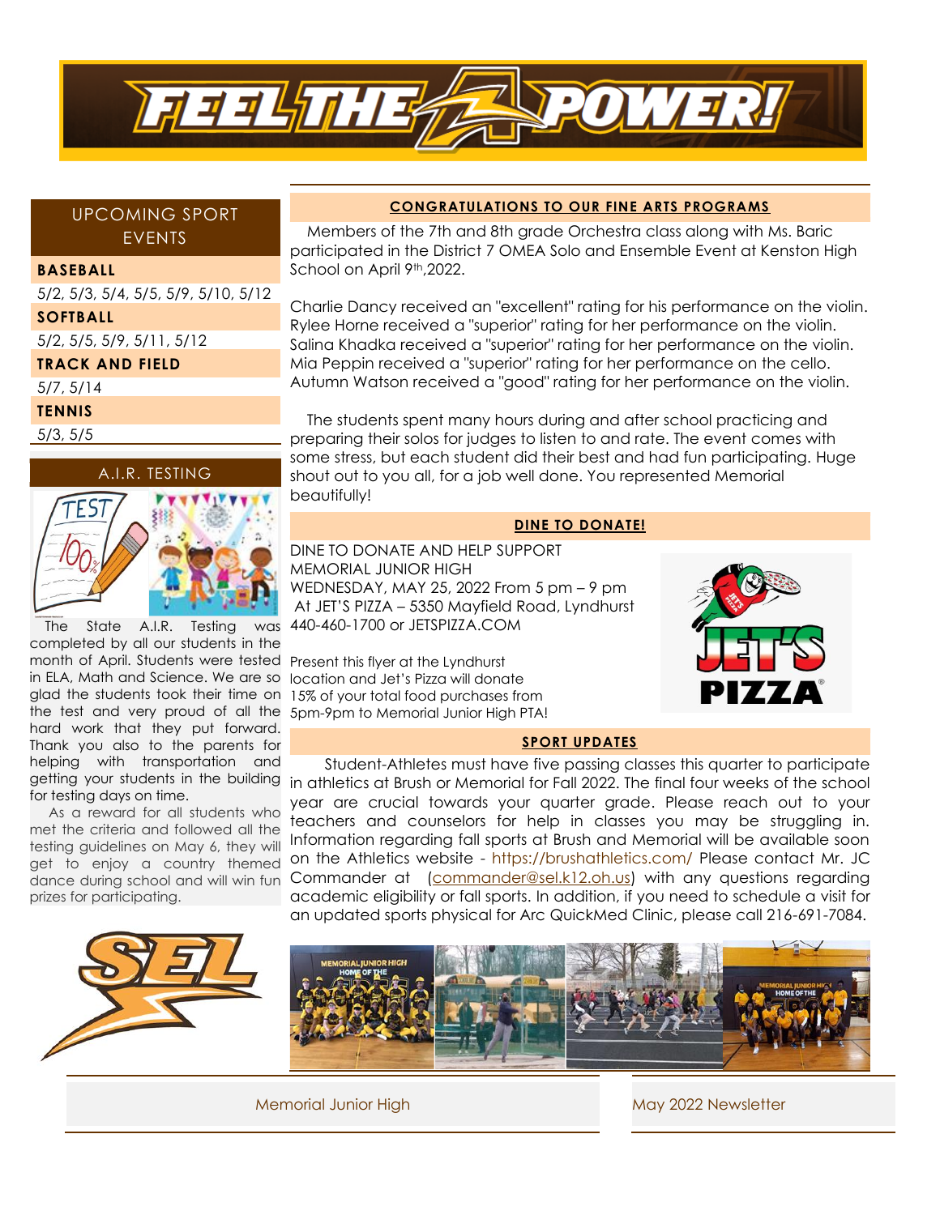# FEEL THE POWER!

## UPCOMING SPORT EVENTS

**BASEBALL**

5/2, 5/3, 5/4, 5/5, 5/9, 5/10, 5/12

**SOFTBALL**

5/2, 5/5, 5/9, 5/11, 5/12

**TRACK AND FIELD**

5/7, 5/14

**TENNIS**

5/3, 5/5

## A.I.R. TESTING

The State A.I.R. Testing was completed by all our students in the month of April. Students were tested in ELA, Math and Science. We are so glad the students took their time on the test and very proud of all the hard work that they put forward. Thank you also to the parents for helping with transportation and getting your students in the building for testing days on time.

As a reward for all students who met the criteria and followed all the testing guidelines on May 6, they will get to enjoy a country themed dance during school and will win fun prizes for participating.

## CONGRATULATIONS TO OUR FINE ARTS PROGRAMS

Members of the 7th and 8th grade Orchestra class along with Ms. Baric participated in the District 7 OMEA Solo and Ensemble Event at Kenston High School on April 9th,2022.

Charlie Dancy received an "excellent" rating for his performance on the violin.
Rylee Horne received a "superior" rating for her performance on the violin.
Salina Khadka received a "superior" rating for her performance on the violin.
Mia Peppin received a "superior" rating for her performance on the cello.
Autumn Watson received a "good" rating for her performance on the violin.

The students spent many hours during and after school practicing and preparing their solos for judges to listen to and rate. The event comes with some stress, but each student did their best and had fun participating. Huge shout out to you all, for a job well done. You represented Memorial beautifully!

## DINE TO DONATE!

DINE TO DONATE AND HELP SUPPORT
MEMORIAL JUNIOR HIGH
WEDNESDAY, MAY 25, 2022 From 5 pm – 9 pm
At JET'S PIZZA – 5350 Mayfield Road, Lyndhurst
440-460-1700 or JETSPIZZA.COM

Present this flyer at the Lyndhurst location and Jet's Pizza will donate 15% of your total food purchases from 5pm-9pm to Memorial Junior High PTA!

## SPORT UPDATES

Student-Athletes must have five passing classes this quarter to participate in athletics at Brush or Memorial for Fall 2022. The final four weeks of the school year are crucial towards your quarter grade. Please reach out to your teachers and counselors for help in classes you may be struggling in. Information regarding fall sports at Brush and Memorial will be available soon on the Athletics website - https://brushathletics.com/ Please contact Mr. JC Commander at (commander@sel.k12.oh.us) with any questions regarding academic eligibility or fall sports. In addition, if you need to schedule a visit for an updated sports physical for Arc QuickMed Clinic, please call 216-691-7084.

Memorial Junior High — May 2022 Newsletter